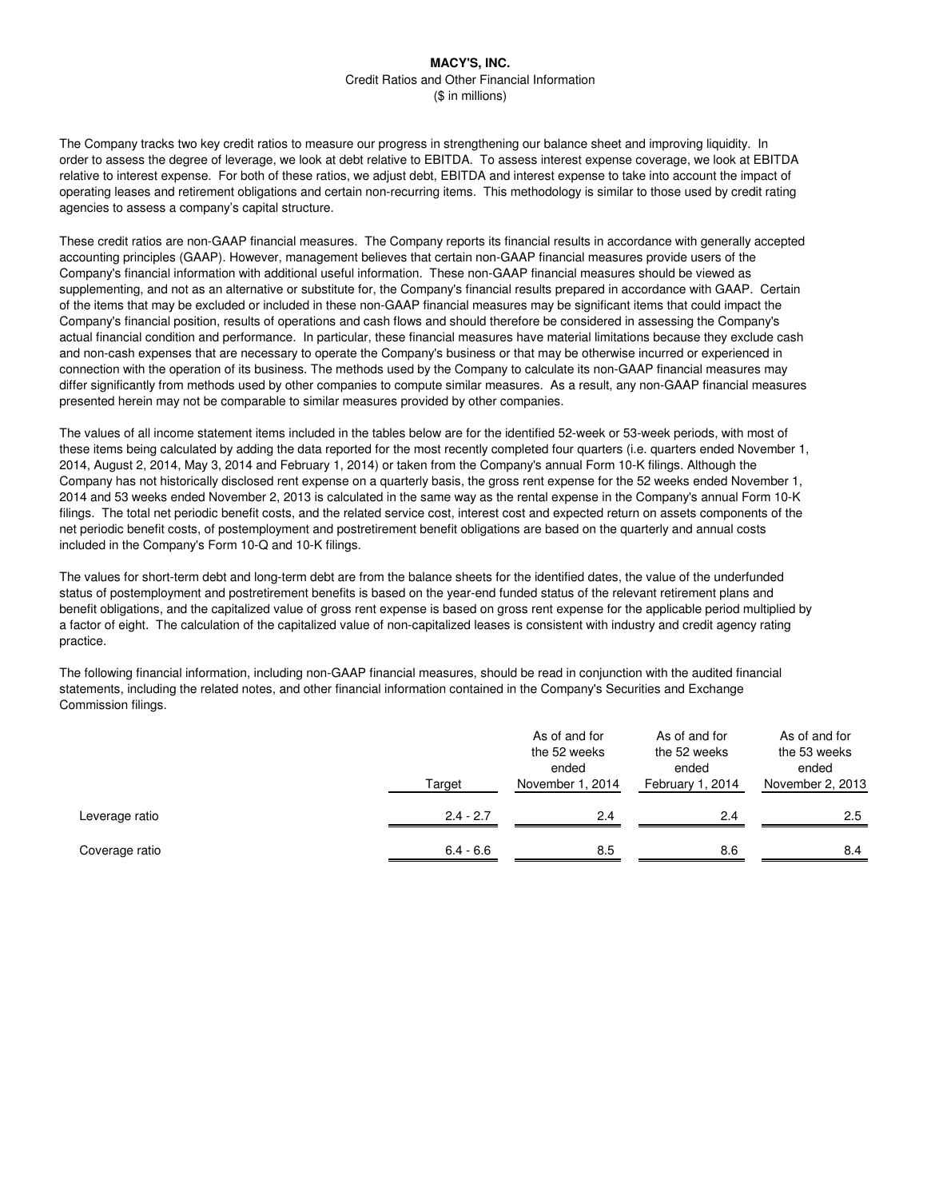# MACY'S, INC.

Credit Ratios and Other Financial Information

($ in millions)

The Company tracks two key credit ratios to measure our progress in strengthening our balance sheet and improving liquidity. In order to assess the degree of leverage, we look at debt relative to EBITDA. To assess interest expense coverage, we look at EBITDA relative to interest expense. For both of these ratios, we adjust debt, EBITDA and interest expense to take into account the impact of operating leases and retirement obligations and certain non-recurring items. This methodology is similar to those used by credit rating agencies to assess a company's capital structure.

These credit ratios are non-GAAP financial measures. The Company reports its financial results in accordance with generally accepted accounting principles (GAAP). However, management believes that certain non-GAAP financial measures provide users of the Company's financial information with additional useful information. These non-GAAP financial measures should be viewed as supplementing, and not as an alternative or substitute for, the Company's financial results prepared in accordance with GAAP. Certain of the items that may be excluded or included in these non-GAAP financial measures may be significant items that could impact the Company's financial position, results of operations and cash flows and should therefore be considered in assessing the Company's actual financial condition and performance. In particular, these financial measures have material limitations because they exclude cash and non-cash expenses that are necessary to operate the Company's business or that may be otherwise incurred or experienced in connection with the operation of its business. The methods used by the Company to calculate its non-GAAP financial measures may differ significantly from methods used by other companies to compute similar measures. As a result, any non-GAAP financial measures presented herein may not be comparable to similar measures provided by other companies.

The values of all income statement items included in the tables below are for the identified 52-week or 53-week periods, with most of these items being calculated by adding the data reported for the most recently completed four quarters (i.e. quarters ended November 1, 2014, August 2, 2014, May 3, 2014 and February 1, 2014) or taken from the Company's annual Form 10-K filings. Although the Company has not historically disclosed rent expense on a quarterly basis, the gross rent expense for the 52 weeks ended November 1, 2014 and 53 weeks ended November 2, 2013 is calculated in the same way as the rental expense in the Company's annual Form 10-K filings. The total net periodic benefit costs, and the related service cost, interest cost and expected return on assets components of the net periodic benefit costs, of postemployment and postretirement benefit obligations are based on the quarterly and annual costs included in the Company's Form 10-Q and 10-K filings.

The values for short-term debt and long-term debt are from the balance sheets for the identified dates, the value of the underfunded status of postemployment and postretirement benefits is based on the year-end funded status of the relevant retirement plans and benefit obligations, and the capitalized value of gross rent expense is based on gross rent expense for the applicable period multiplied by a factor of eight. The calculation of the capitalized value of non-capitalized leases is consistent with industry and credit agency rating practice.

The following financial information, including non-GAAP financial measures, should be read in conjunction with the audited financial statements, including the related notes, and other financial information contained in the Company's Securities and Exchange Commission filings.

| | Target | As of and for the 52 weeks ended November 1, 2014 | As of and for the 52 weeks ended February 1, 2014 | As of and for the 53 weeks ended November 2, 2013 |
|---|---|---|---|---|
| Leverage ratio | 2.4 - 2.7 | 2.4 | 2.4 | 2.5 |
| Coverage ratio | 6.4 - 6.6 | 8.5 | 8.6 | 8.4 |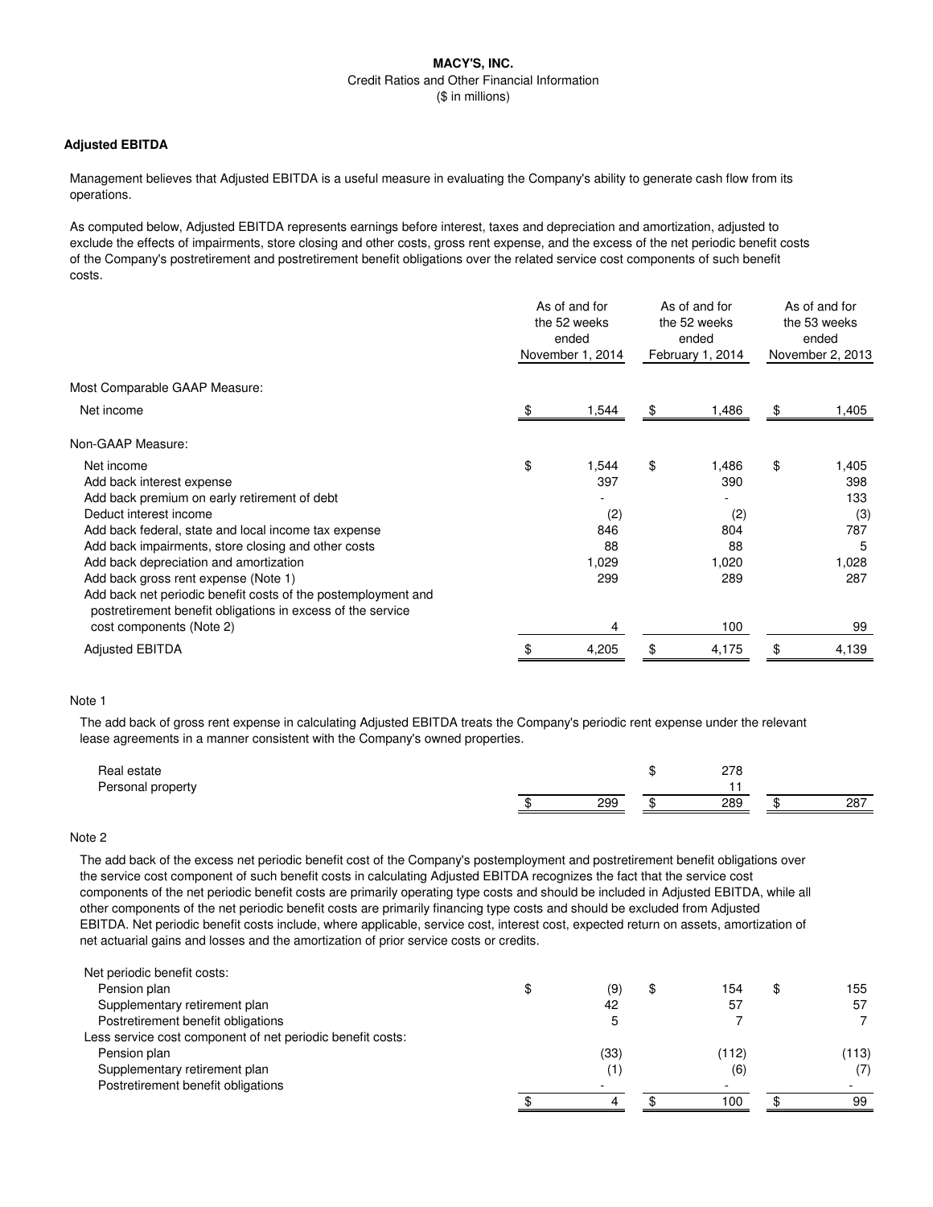**MACY'S, INC.**

Credit Ratios and Other Financial Information

($ in millions)

### Adjusted EBITDA

Management believes that Adjusted EBITDA is a useful measure in evaluating the Company's ability to generate cash flow from its operations.

As computed below, Adjusted EBITDA represents earnings before interest, taxes and depreciation and amortization, adjusted to exclude the effects of impairments, store closing and other costs, gross rent expense, and the excess of the net periodic benefit costs of the Company's postretirement and postretirement benefit obligations over the related service cost components of such benefit costs.

| | As of and for the 52 weeks ended November 1, 2014 | As of and for the 52 weeks ended February 1, 2014 | As of and for the 53 weeks ended November 2, 2013 |
|---|---|---|---|
| Most Comparable GAAP Measure: | | | |
| Net income | $ 1,544 | $ 1,486 | $ 1,405 |
| Non-GAAP Measure: | | | |
| Net income | $ 1,544 | $ 1,486 | $ 1,405 |
| Add back interest expense | 397 | 390 | 398 |
| Add back premium on early retirement of debt | - | - | 133 |
| Deduct interest income | (2) | (2) | (3) |
| Add back federal, state and local income tax expense | 846 | 804 | 787 |
| Add back impairments, store closing and other costs | 88 | 88 | 5 |
| Add back depreciation and amortization | 1,029 | 1,020 | 1,028 |
| Add back gross rent expense (Note 1) | 299 | 289 | 287 |
| Add back net periodic benefit costs of the postemployment and postretirement benefit obligations in excess of the service cost components (Note 2) | 4 | 100 | 99 |
| Adjusted EBITDA | $ 4,205 | $ 4,175 | $ 4,139 |

Note 1

The add back of gross rent expense in calculating Adjusted EBITDA treats the Company's periodic rent expense under the relevant lease agreements in a manner consistent with the Company's owned properties.

| | | | |
|---|---|---|---|
| Real estate | | $ 278 | |
| Personal property | | 11 | |
| | $ 299 | $ 289 | $ 287 |

Note 2

The add back of the excess net periodic benefit cost of the Company's postemployment and postretirement benefit obligations over the service cost component of such benefit costs in calculating Adjusted EBITDA recognizes the fact that the service cost components of the net periodic benefit costs are primarily operating type costs and should be included in Adjusted EBITDA, while all other components of the net periodic benefit costs are primarily financing type costs and should be excluded from Adjusted EBITDA. Net periodic benefit costs include, where applicable, service cost, interest cost, expected return on assets, amortization of net actuarial gains and losses and the amortization of prior service costs or credits.

| | | | |
|---|---|---|---|
| Net periodic benefit costs: | | | |
| Pension plan | $ (9) | $ 154 | $ 155 |
| Supplementary retirement plan | 42 | 57 | 57 |
| Postretirement benefit obligations | 5 | 7 | 7 |
| Less service cost component of net periodic benefit costs: | | | |
| Pension plan | (33) | (112) | (113) |
| Supplementary retirement plan | (1) | (6) | (7) |
| Postretirement benefit obligations | - | - | - |
| | $ 4 | $ 100 | $ 99 |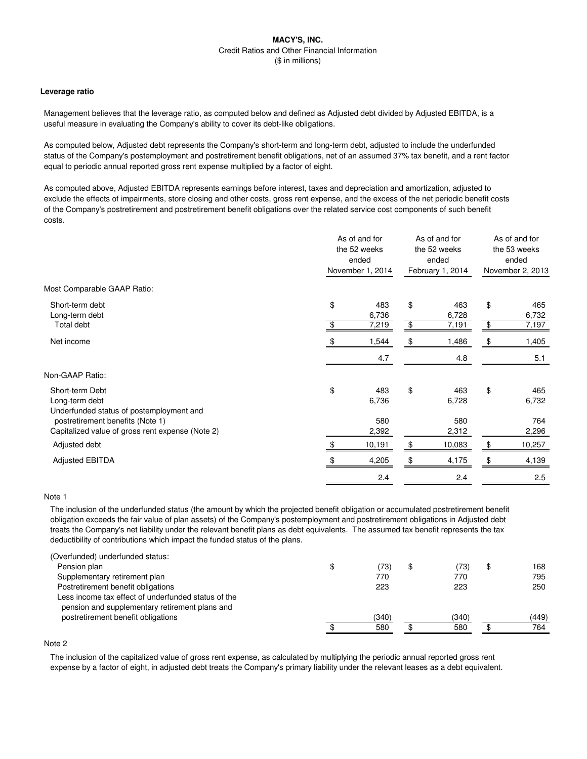**MACY'S, INC.**

Credit Ratios and Other Financial Information

($ in millions)

**Leverage ratio**

Management believes that the leverage ratio, as computed below and defined as Adjusted debt divided by Adjusted EBITDA, is a useful measure in evaluating the Company's ability to cover its debt-like obligations.

As computed below, Adjusted debt represents the Company's short-term and long-term debt, adjusted to include the underfunded status of the Company's postemployment and postretirement benefit obligations, net of an assumed 37% tax benefit, and a rent factor equal to periodic annual reported gross rent expense multiplied by a factor of eight.

As computed above, Adjusted EBITDA represents earnings before interest, taxes and depreciation and amortization, adjusted to exclude the effects of impairments, store closing and other costs, gross rent expense, and the excess of the net periodic benefit costs of the Company's postretirement and postretirement benefit obligations over the related service cost components of such benefit costs.

| | As of and for the 52 weeks ended November 1, 2014 | As of and for the 52 weeks ended February 1, 2014 | As of and for the 53 weeks ended November 2, 2013 |
|---|---|---|---|
| Most Comparable GAAP Ratio: | | | |
| Short-term debt | $ 483 | $ 463 | $ 465 |
| Long-term debt | 6,736 | 6,728 | 6,732 |
| Total debt | $ 7,219 | $ 7,191 | $ 7,197 |
| Net income | $ 1,544 | $ 1,486 | $ 1,405 |
| | 4.7 | 4.8 | 5.1 |
| Non-GAAP Ratio: | | | |
| Short-term Debt | $ 483 | $ 463 | $ 465 |
| Long-term debt | 6,736 | 6,728 | 6,732 |
| Underfunded status of postemployment and postretirement benefits (Note 1) | 580 | 580 | 764 |
| Capitalized value of gross rent expense (Note 2) | 2,392 | 2,312 | 2,296 |
| Adjusted debt | $ 10,191 | $ 10,083 | $ 10,257 |
| Adjusted EBITDA | $ 4,205 | $ 4,175 | $ 4,139 |
| | 2.4 | 2.4 | 2.5 |

Note 1

The inclusion of the underfunded status (the amount by which the projected benefit obligation or accumulated postretirement benefit obligation exceeds the fair value of plan assets) of the Company's postemployment and postretirement obligations in Adjusted debt treats the Company's net liability under the relevant benefit plans as debt equivalents. The assumed tax benefit represents the tax deductibility of contributions which impact the funded status of the plans.

| (Overfunded) underfunded status: | | | |
|---|---|---|---|
| Pension plan | $ (73) | $ (73) | $ 168 |
| Supplementary retirement plan | 770 | 770 | 795 |
| Postretirement benefit obligations | 223 | 223 | 250 |
| Less income tax effect of underfunded status of the pension and supplementary retirement plans and postretirement benefit obligations | (340) | (340) | (449) |
| | $ 580 | $ 580 | $ 764 |

Note 2

The inclusion of the capitalized value of gross rent expense, as calculated by multiplying the periodic annual reported gross rent expense by a factor of eight, in adjusted debt treats the Company's primary liability under the relevant leases as a debt equivalent.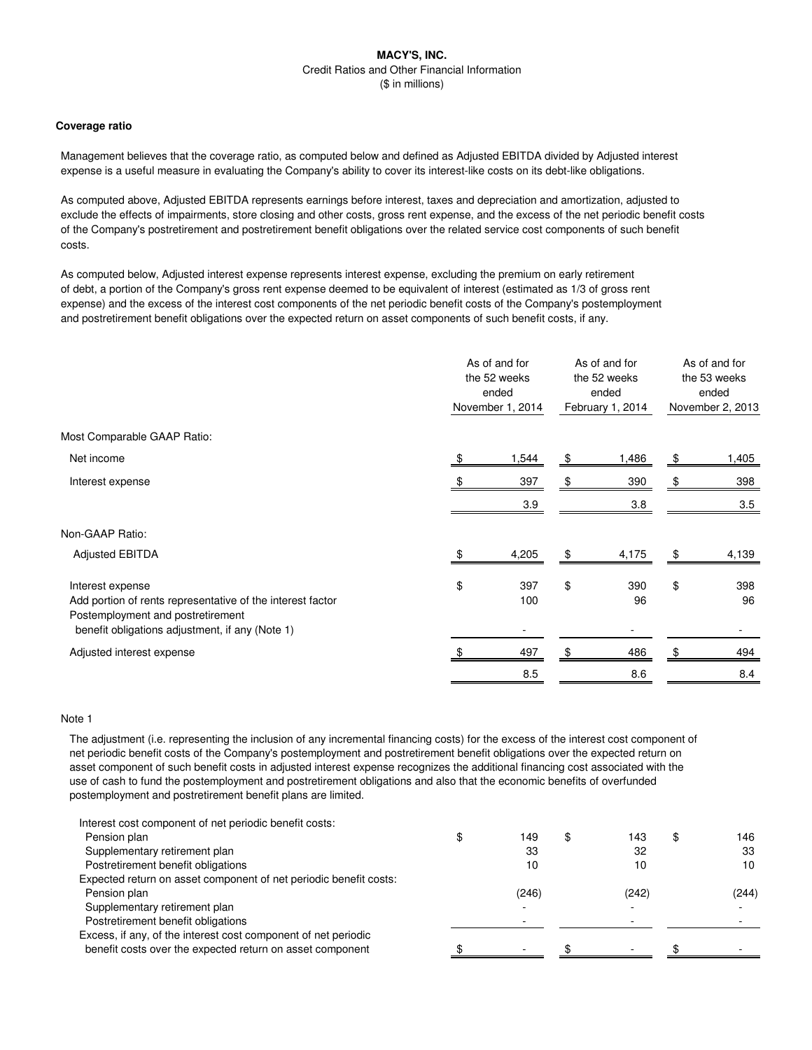# MACY'S, INC.

Credit Ratios and Other Financial Information

($ in millions)

**Coverage ratio**

Management believes that the coverage ratio, as computed below and defined as Adjusted EBITDA divided by Adjusted interest expense is a useful measure in evaluating the Company's ability to cover its interest-like costs on its debt-like obligations.

As computed above, Adjusted EBITDA represents earnings before interest, taxes and depreciation and amortization, adjusted to exclude the effects of impairments, store closing and other costs, gross rent expense, and the excess of the net periodic benefit costs of the Company's postretirement and postretirement benefit obligations over the related service cost components of such benefit costs.

As computed below, Adjusted interest expense represents interest expense, excluding the premium on early retirement of debt, a portion of the Company's gross rent expense deemed to be equivalent of interest (estimated as 1/3 of gross rent expense) and the excess of the interest cost components of the net periodic benefit costs of the Company's postemployment and postretirement benefit obligations over the expected return on asset components of such benefit costs, if any.

| | As of and for the 52 weeks ended November 1, 2014 | As of and for the 52 weeks ended February 1, 2014 | As of and for the 53 weeks ended November 2, 2013 |
|---|---|---|---|
| Most Comparable GAAP Ratio: | | | |
| Net income | $ 1,544 | $ 1,486 | $ 1,405 |
| Interest expense | $ 397 | $ 390 | $ 398 |
| | 3.9 | 3.8 | 3.5 |
| Non-GAAP Ratio: | | | |
| Adjusted EBITDA | $ 4,205 | $ 4,175 | $ 4,139 |
| Interest expense | $ 397 | $ 390 | $ 398 |
| Add portion of rents representative of the interest factor | 100 | 96 | 96 |
| Postemployment and postretirement benefit obligations adjustment, if any (Note 1) | - | - | - |
| Adjusted interest expense | $ 497 | $ 486 | $ 494 |
| | 8.5 | 8.6 | 8.4 |

Note 1

The adjustment (i.e. representing the inclusion of any incremental financing costs) for the excess of the interest cost component of net periodic benefit costs of the Company's postemployment and postretirement benefit obligations over the expected return on asset component of such benefit costs in adjusted interest expense recognizes the additional financing cost associated with the use of cash to fund the postemployment and postretirement obligations and also that the economic benefits of overfunded postemployment and postretirement benefit plans are limited.

| | | | |
|---|---|---|---|
| Interest cost component of net periodic benefit costs: | | | |
| Pension plan | $ 149 | $ 143 | $ 146 |
| Supplementary retirement plan | 33 | 32 | 33 |
| Postretirement benefit obligations | 10 | 10 | 10 |
| Expected return on asset component of net periodic benefit costs: | | | |
| Pension plan | (246) | (242) | (244) |
| Supplementary retirement plan | - | - | - |
| Postretirement benefit obligations | - | - | - |
| Excess, if any, of the interest cost component of net periodic benefit costs over the expected return on asset component | $ - | $ - | $ - |